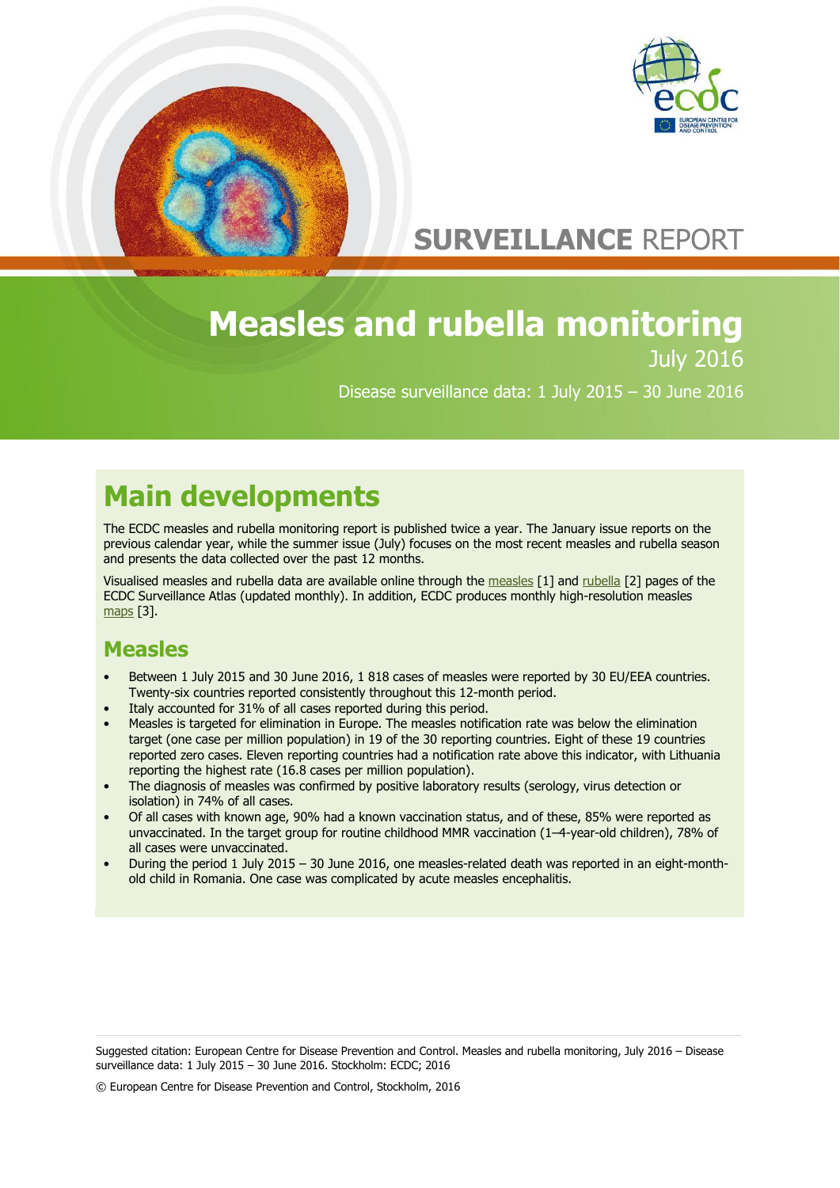SURVEILLANCE REPORT

# Measles and rubella monitoring

July 2016

Disease surveillance data: 1 July 2015 – 30 June 2016

## Main developments

The ECDC measles and rubella monitoring report is published twice a year. The January issue reports on the previous calendar year, while the summer issue (July) focuses on the most recent measles and rubella season and presents the data collected over the past 12 months.

Visualised measles and rubella data are available online through the measles [1] and rubella [2] pages of the ECDC Surveillance Atlas (updated monthly). In addition, ECDC produces monthly high-resolution measles maps [3].

### Measles

- Between 1 July 2015 and 30 June 2016, 1 818 cases of measles were reported by 30 EU/EEA countries. Twenty-six countries reported consistently throughout this 12-month period.
- Italy accounted for 31% of all cases reported during this period.
- Measles is targeted for elimination in Europe. The measles notification rate was below the elimination target (one case per million population) in 19 of the 30 reporting countries. Eight of these 19 countries reported zero cases. Eleven reporting countries had a notification rate above this indicator, with Lithuania reporting the highest rate (16.8 cases per million population).
- The diagnosis of measles was confirmed by positive laboratory results (serology, virus detection or isolation) in 74% of all cases.
- Of all cases with known age, 90% had a known vaccination status, and of these, 85% were reported as unvaccinated. In the target group for routine childhood MMR vaccination (1–4-year-old children), 78% of all cases were unvaccinated.
- During the period 1 July 2015 – 30 June 2016, one measles-related death was reported in an eight-month-old child in Romania. One case was complicated by acute measles encephalitis.

Suggested citation: European Centre for Disease Prevention and Control. Measles and rubella monitoring, July 2016 – Disease surveillance data: 1 July 2015 – 30 June 2016. Stockholm: ECDC; 2016

© European Centre for Disease Prevention and Control, Stockholm, 2016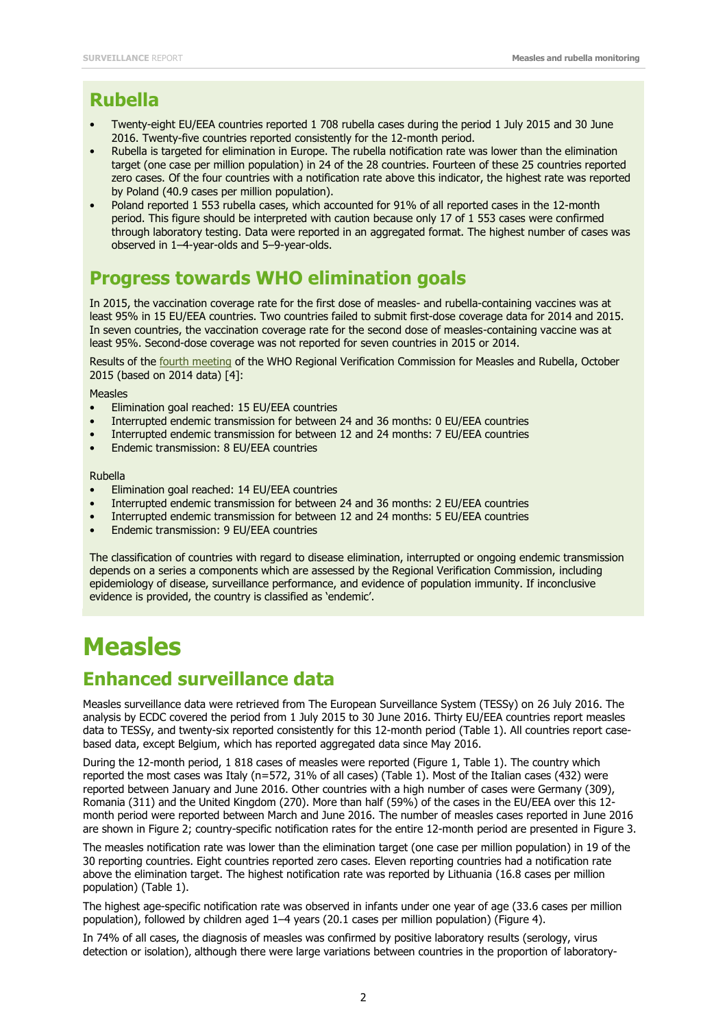## Rubella

- Twenty-eight EU/EEA countries reported 1 708 rubella cases during the period 1 July 2015 and 30 June 2016. Twenty-five countries reported consistently for the 12-month period.
- Rubella is targeted for elimination in Europe. The rubella notification rate was lower than the elimination target (one case per million population) in 24 of the 28 countries. Fourteen of these 25 countries reported zero cases. Of the four countries with a notification rate above this indicator, the highest rate was reported by Poland (40.9 cases per million population).
- Poland reported 1 553 rubella cases, which accounted for 91% of all reported cases in the 12-month period. This figure should be interpreted with caution because only 17 of 1 553 cases were confirmed through laboratory testing. Data were reported in an aggregated format. The highest number of cases was observed in 1–4-year-olds and 5–9-year-olds.

## Progress towards WHO elimination goals

In 2015, the vaccination coverage rate for the first dose of measles- and rubella-containing vaccines was at least 95% in 15 EU/EEA countries. Two countries failed to submit first-dose coverage data for 2014 and 2015. In seven countries, the vaccination coverage rate for the second dose of measles-containing vaccine was at least 95%. Second-dose coverage was not reported for seven countries in 2015 or 2014.

Results of the fourth meeting of the WHO Regional Verification Commission for Measles and Rubella, October 2015 (based on 2014 data) [4]:

Measles

- Elimination goal reached: 15 EU/EEA countries
- Interrupted endemic transmission for between 24 and 36 months: 0 EU/EEA countries
- Interrupted endemic transmission for between 12 and 24 months: 7 EU/EEA countries
- Endemic transmission: 8 EU/EEA countries

Rubella

- Elimination goal reached: 14 EU/EEA countries
- Interrupted endemic transmission for between 24 and 36 months: 2 EU/EEA countries
- Interrupted endemic transmission for between 12 and 24 months: 5 EU/EEA countries
- Endemic transmission: 9 EU/EEA countries

The classification of countries with regard to disease elimination, interrupted or ongoing endemic transmission depends on a series a components which are assessed by the Regional Verification Commission, including epidemiology of disease, surveillance performance, and evidence of population immunity. If inconclusive evidence is provided, the country is classified as 'endemic'.

# Measles

## Enhanced surveillance data

Measles surveillance data were retrieved from The European Surveillance System (TESSy) on 26 July 2016. The analysis by ECDC covered the period from 1 July 2015 to 30 June 2016. Thirty EU/EEA countries report measles data to TESSy, and twenty-six reported consistently for this 12-month period (Table 1). All countries report case-based data, except Belgium, which has reported aggregated data since May 2016.

During the 12-month period, 1 818 cases of measles were reported (Figure 1, Table 1). The country which reported the most cases was Italy (n=572, 31% of all cases) (Table 1). Most of the Italian cases (432) were reported between January and June 2016. Other countries with a high number of cases were Germany (309), Romania (311) and the United Kingdom (270). More than half (59%) of the cases in the EU/EEA over this 12-month period were reported between March and June 2016. The number of measles cases reported in June 2016 are shown in Figure 2; country-specific notification rates for the entire 12-month period are presented in Figure 3.

The measles notification rate was lower than the elimination target (one case per million population) in 19 of the 30 reporting countries. Eight countries reported zero cases. Eleven reporting countries had a notification rate above the elimination target. The highest notification rate was reported by Lithuania (16.8 cases per million population) (Table 1).

The highest age-specific notification rate was observed in infants under one year of age (33.6 cases per million population), followed by children aged 1–4 years (20.1 cases per million population) (Figure 4).

In 74% of all cases, the diagnosis of measles was confirmed by positive laboratory results (serology, virus detection or isolation), although there were large variations between countries in the proportion of laboratory-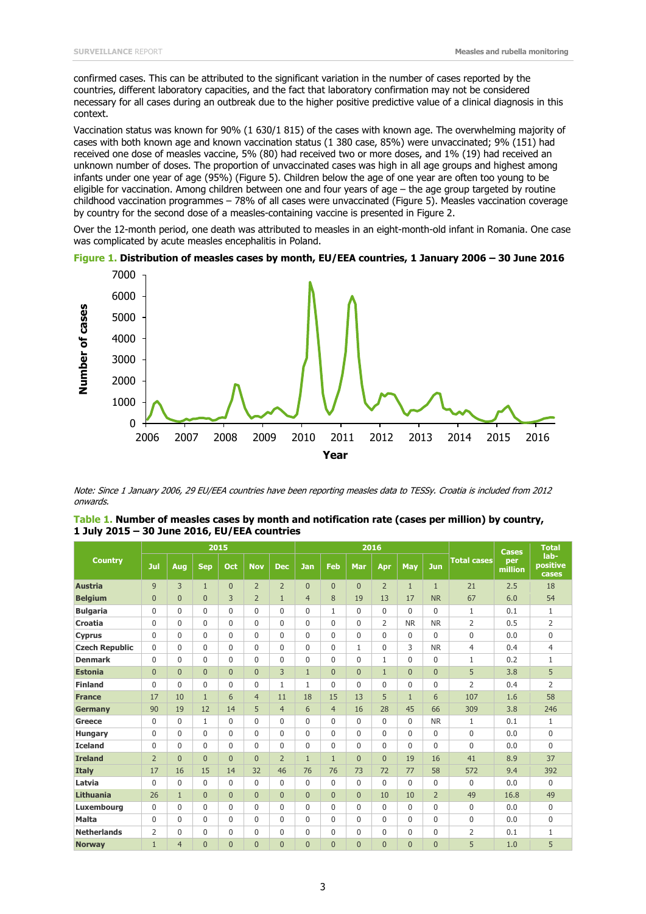confirmed cases. This can be attributed to the significant variation in the number of cases reported by the countries, different laboratory capacities, and the fact that laboratory confirmation may not be considered necessary for all cases during an outbreak due to the higher positive predictive value of a clinical diagnosis in this context.

Vaccination status was known for 90% (1 630/1 815) of the cases with known age. The overwhelming majority of cases with both known age and known vaccination status (1 380 case, 85%) were unvaccinated; 9% (151) had received one dose of measles vaccine, 5% (80) had received two or more doses, and 1% (19) had received an unknown number of doses. The proportion of unvaccinated cases was high in all age groups and highest among infants under one year of age (95%) (Figure 5). Children below the age of one year are often too young to be eligible for vaccination. Among children between one and four years of age – the age group targeted by routine childhood vaccination programmes – 78% of all cases were unvaccinated (Figure 5). Measles vaccination coverage by country for the second dose of a measles-containing vaccine is presented in Figure 2.

Over the 12-month period, one death was attributed to measles in an eight-month-old infant in Romania. One case was complicated by acute measles encephalitis in Poland.

**Figure 1. Distribution of measles cases by month, EU/EEA countries, 1 January 2006 – 30 June 2016**

*Note: Since 1 January 2006, 29 EU/EEA countries have been reporting measles data to TESSy. Croatia is included from 2012 onwards.*

**Table 1. Number of measles cases by month and notification rate (cases per million) by country, 1 July 2015 – 30 June 2016, EU/EEA countries**

| Country | 2015 | | | | | | 2016 | | | | | | Total cases | Cases per million | Total lab-positive cases |
|---|---|---|---|---|---|---|---|---|---|---|---|---|---|---|---|
| | Jul | Aug | Sep | Oct | Nov | Dec | Jan | Feb | Mar | Apr | May | Jun | | | |
| **Austria** | 9 | 3 | 1 | 0 | 2 | 2 | 0 | 0 | 0 | 2 | 1 | 1 | 21 | 2.5 | 18 |
| **Belgium** | 0 | 0 | 0 | 3 | 2 | 1 | 4 | 8 | 19 | 13 | 17 | NR | 67 | 6.0 | 54 |
| **Bulgaria** | 0 | 0 | 0 | 0 | 0 | 0 | 0 | 1 | 0 | 0 | 0 | 0 | 1 | 0.1 | 1 |
| **Croatia** | 0 | 0 | 0 | 0 | 0 | 0 | 0 | 0 | 0 | 2 | NR | NR | 2 | 0.5 | 2 |
| **Cyprus** | 0 | 0 | 0 | 0 | 0 | 0 | 0 | 0 | 0 | 0 | 0 | 0 | 0 | 0.0 | 0 |
| **Czech Republic** | 0 | 0 | 0 | 0 | 0 | 0 | 0 | 0 | 1 | 0 | 3 | NR | 4 | 0.4 | 4 |
| **Denmark** | 0 | 0 | 0 | 0 | 0 | 0 | 0 | 0 | 0 | 1 | 0 | 0 | 1 | 0.2 | 1 |
| **Estonia** | 0 | 0 | 0 | 0 | 0 | 3 | 1 | 0 | 0 | 1 | 0 | 0 | 5 | 3.8 | 5 |
| **Finland** | 0 | 0 | 0 | 0 | 0 | 1 | 1 | 0 | 0 | 0 | 0 | 0 | 2 | 0.4 | 2 |
| **France** | 17 | 10 | 1 | 6 | 4 | 11 | 18 | 15 | 13 | 5 | 1 | 6 | 107 | 1.6 | 58 |
| **Germany** | 90 | 19 | 12 | 14 | 5 | 4 | 6 | 4 | 16 | 28 | 45 | 66 | 309 | 3.8 | 246 |
| **Greece** | 0 | 0 | 1 | 0 | 0 | 0 | 0 | 0 | 0 | 0 | 0 | NR | 1 | 0.1 | 1 |
| **Hungary** | 0 | 0 | 0 | 0 | 0 | 0 | 0 | 0 | 0 | 0 | 0 | 0 | 0 | 0.0 | 0 |
| **Iceland** | 0 | 0 | 0 | 0 | 0 | 0 | 0 | 0 | 0 | 0 | 0 | 0 | 0 | 0.0 | 0 |
| **Ireland** | 2 | 0 | 0 | 0 | 0 | 2 | 1 | 1 | 0 | 0 | 19 | 16 | 41 | 8.9 | 37 |
| **Italy** | 17 | 16 | 15 | 14 | 32 | 46 | 76 | 76 | 73 | 72 | 77 | 58 | 572 | 9.4 | 392 |
| **Latvia** | 0 | 0 | 0 | 0 | 0 | 0 | 0 | 0 | 0 | 0 | 0 | 0 | 0 | 0.0 | 0 |
| **Lithuania** | 26 | 1 | 0 | 0 | 0 | 0 | 0 | 0 | 0 | 10 | 10 | 2 | 49 | 16.8 | 49 |
| **Luxembourg** | 0 | 0 | 0 | 0 | 0 | 0 | 0 | 0 | 0 | 0 | 0 | 0 | 0 | 0.0 | 0 |
| **Malta** | 0 | 0 | 0 | 0 | 0 | 0 | 0 | 0 | 0 | 0 | 0 | 0 | 0 | 0.0 | 0 |
| **Netherlands** | 2 | 0 | 0 | 0 | 0 | 0 | 0 | 0 | 0 | 0 | 0 | 0 | 2 | 0.1 | 1 |
| **Norway** | 1 | 4 | 0 | 0 | 0 | 0 | 0 | 0 | 0 | 0 | 0 | 0 | 5 | 1.0 | 5 |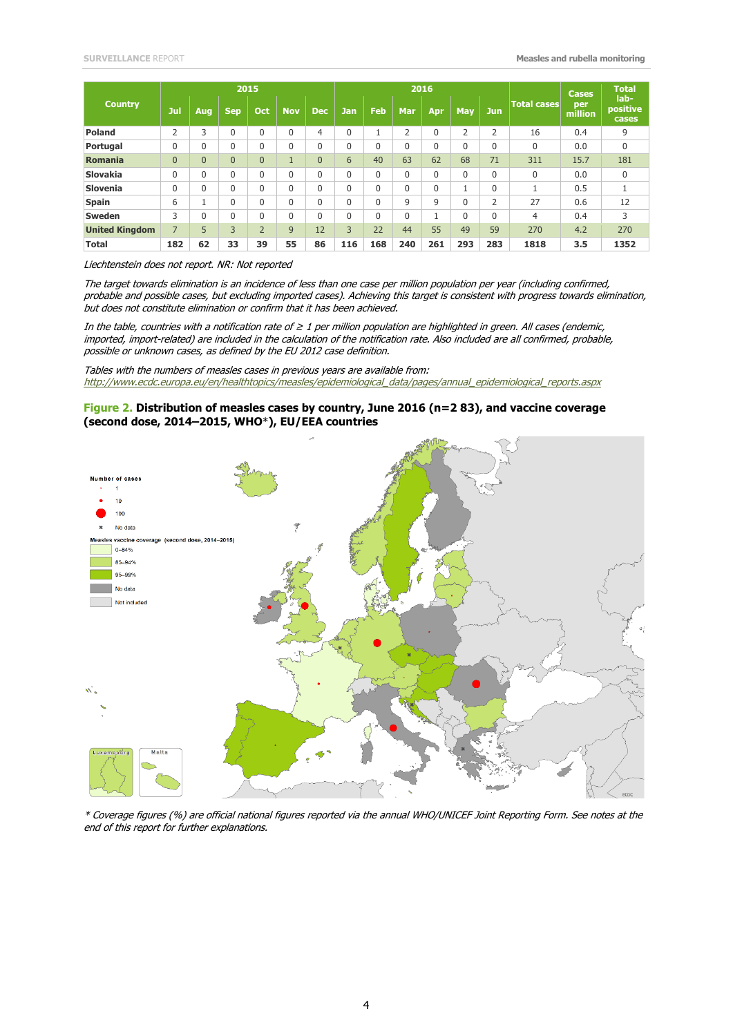| Country | 2015 | | | | | | 2016 | | | | | | Total cases | Cases per million | Total lab-positive cases |
|---|---|---|---|---|---|---|---|---|---|---|---|---|---|---|---|
| | Jul | Aug | Sep | Oct | Nov | Dec | Jan | Feb | Mar | Apr | May | Jun | | | |
| **Poland** | 2 | 3 | 0 | 0 | 0 | 4 | 0 | 1 | 2 | 0 | 2 | 2 | 16 | 0.4 | 9 |
| **Portugal** | 0 | 0 | 0 | 0 | 0 | 0 | 0 | 0 | 0 | 0 | 0 | 0 | 0 | 0.0 | 0 |
| **Romania** | 0 | 0 | 0 | 0 | 1 | 0 | 6 | 40 | 63 | 62 | 68 | 71 | 311 | 15.7 | 181 |
| **Slovakia** | 0 | 0 | 0 | 0 | 0 | 0 | 0 | 0 | 0 | 0 | 0 | 0 | 0 | 0.0 | 0 |
| **Slovenia** | 0 | 0 | 0 | 0 | 0 | 0 | 0 | 0 | 0 | 0 | 1 | 0 | 1 | 0.5 | 1 |
| **Spain** | 6 | 1 | 0 | 0 | 0 | 0 | 0 | 0 | 9 | 9 | 0 | 2 | 27 | 0.6 | 12 |
| **Sweden** | 3 | 0 | 0 | 0 | 0 | 0 | 0 | 0 | 0 | 1 | 0 | 0 | 4 | 0.4 | 3 |
| **United Kingdom** | 7 | 5 | 3 | 2 | 9 | 12 | 3 | 22 | 44 | 55 | 49 | 59 | 270 | 4.2 | 270 |
| **Total** | **182** | **62** | **33** | **39** | **55** | **86** | **116** | **168** | **240** | **261** | **293** | **283** | **1818** | **3.5** | **1352** |

*Liechtenstein does not report. NR: Not reported*

*The target towards elimination is an incidence of less than one case per million population per year (including confirmed, probable and possible cases, but excluding imported cases). Achieving this target is consistent with progress towards elimination, but does not constitute elimination or confirm that it has been achieved.*

*In the table, countries with a notification rate of ≥ 1 per million population are highlighted in green. All cases (endemic, imported, import-related) are included in the calculation of the notification rate. Also included are all confirmed, probable, possible or unknown cases, as defined by the EU 2012 case definition.*

*Tables with the numbers of measles cases in previous years are available from:*
*http://www.ecdc.europa.eu/en/healthtopics/measles/epidemiological_data/pages/annual_epidemiological_reports.aspx*

**Figure 2. Distribution of measles cases by country, June 2016 (n=2 83), and vaccine coverage (second dose, 2014–2015, WHO*), EU/EEA countries**

*\* Coverage figures (%) are official national figures reported via the annual WHO/UNICEF Joint Reporting Form. See notes at the end of this report for further explanations.*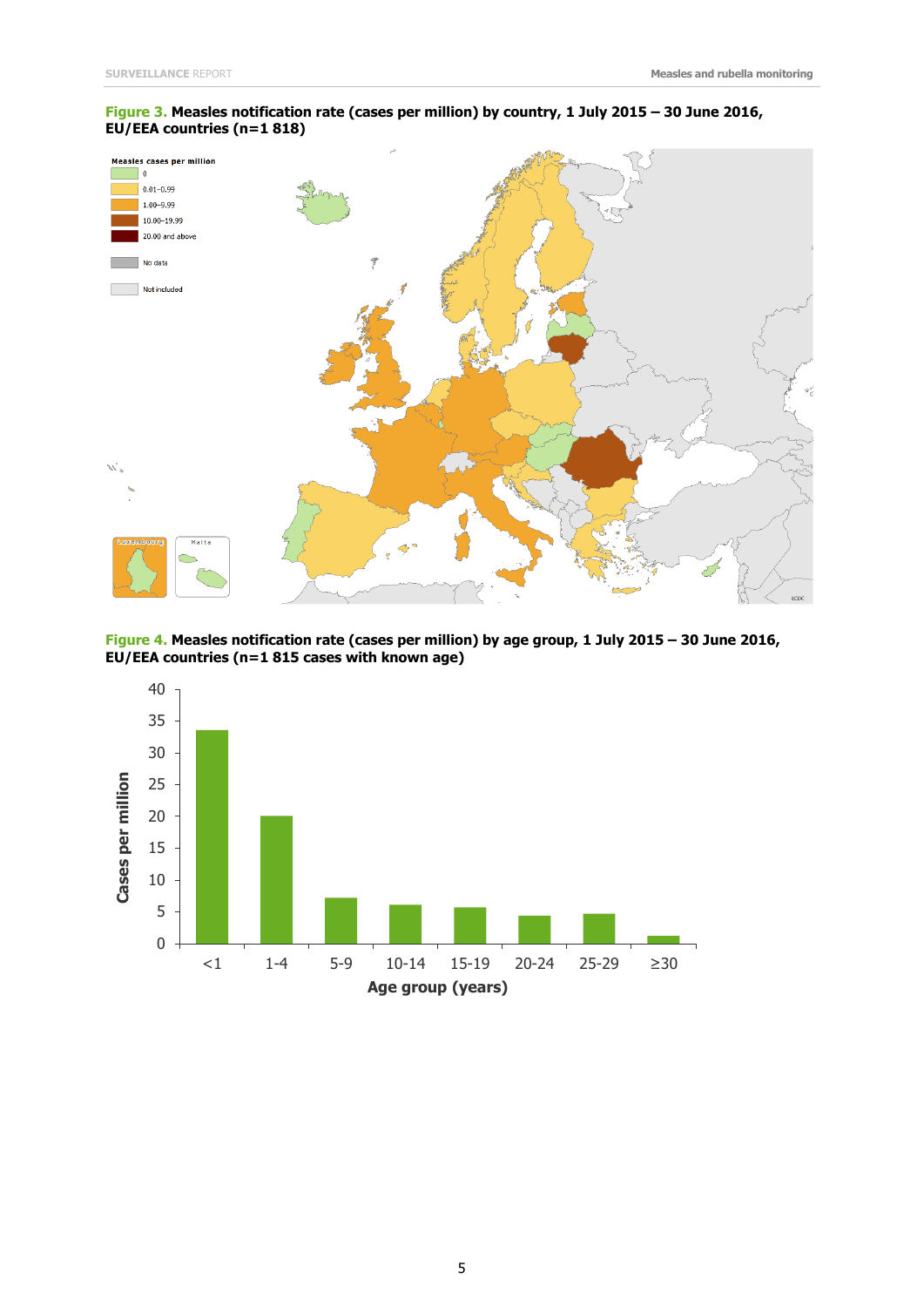**Figure 3.** **Measles notification rate (cases per million) by country, 1 July 2015 – 30 June 2016, EU/EEA countries (n=1 818)**

Measles cases per million

- 0
- 0.01–0.99
- 1.00–9.99
- 10.00–19.99
- 20.00 and above
- No data
- Not included

**Figure 4.** **Measles notification rate (cases per million) by age group, 1 July 2015 – 30 June 2016, EU/EEA countries (n=1 815 cases with known age)**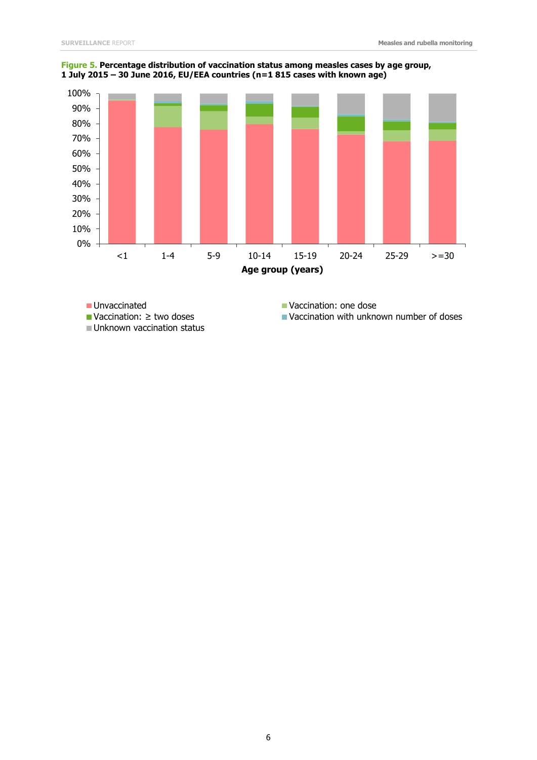**Figure 5. Percentage distribution of vaccination status among measles cases by age group, 1 July 2015 – 30 June 2016, EU/EEA countries (n=1 815 cases with known age)**

Age group (years): <1, 1-4, 5-9, 10-14, 15-19, 20-24, 25-29, >=30

Legend: Unvaccinated; Vaccination: one dose; Vaccination: ≥ two doses; Vaccination with unknown number of doses; Unknown vaccination status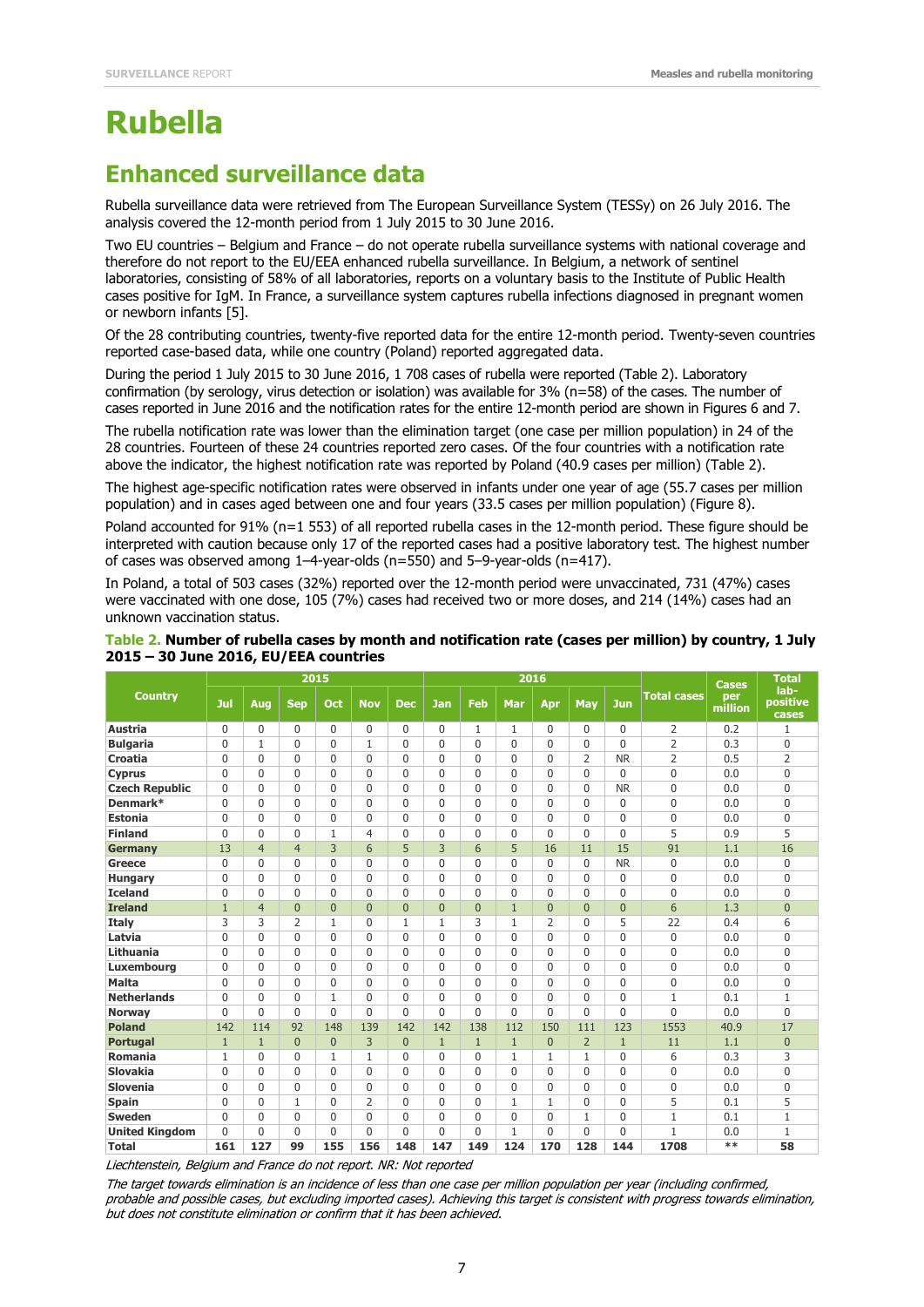# Rubella

## Enhanced surveillance data

Rubella surveillance data were retrieved from The European Surveillance System (TESSy) on 26 July 2016. The analysis covered the 12-month period from 1 July 2015 to 30 June 2016.

Two EU countries – Belgium and France – do not operate rubella surveillance systems with national coverage and therefore do not report to the EU/EEA enhanced rubella surveillance. In Belgium, a network of sentinel laboratories, consisting of 58% of all laboratories, reports on a voluntary basis to the Institute of Public Health cases positive for IgM. In France, a surveillance system captures rubella infections diagnosed in pregnant women or newborn infants [5].

Of the 28 contributing countries, twenty-five reported data for the entire 12-month period. Twenty-seven countries reported case-based data, while one country (Poland) reported aggregated data.

During the period 1 July 2015 to 30 June 2016, 1 708 cases of rubella were reported (Table 2). Laboratory confirmation (by serology, virus detection or isolation) was available for 3% (n=58) of the cases. The number of cases reported in June 2016 and the notification rates for the entire 12-month period are shown in Figures 6 and 7.

The rubella notification rate was lower than the elimination target (one case per million population) in 24 of the 28 countries. Fourteen of these 24 countries reported zero cases. Of the four countries with a notification rate above the indicator, the highest notification rate was reported by Poland (40.9 cases per million) (Table 2).

The highest age-specific notification rates were observed in infants under one year of age (55.7 cases per million population) and in cases aged between one and four years (33.5 cases per million population) (Figure 8).

Poland accounted for 91% (n=1 553) of all reported rubella cases in the 12-month period. These figure should be interpreted with caution because only 17 of the reported cases had a positive laboratory test. The highest number of cases was observed among 1–4-year-olds (n=550) and 5–9-year-olds (n=417).

In Poland, a total of 503 cases (32%) reported over the 12-month period were unvaccinated, 731 (47%) cases were vaccinated with one dose, 105 (7%) cases had received two or more doses, and 214 (14%) cases had an unknown vaccination status.

**Table 2. Number of rubella cases by month and notification rate (cases per million) by country, 1 July 2015 – 30 June 2016, EU/EEA countries**

| Country | 2015 | | | | | | 2016 | | | | | | Total cases | Cases per million | Total lab-positive cases |
|---|---|---|---|---|---|---|---|---|---|---|---|---|---|---|---|
| | Jul | Aug | Sep | Oct | Nov | Dec | Jan | Feb | Mar | Apr | May | Jun | | | |
| **Austria** | 0 | 0 | 0 | 0 | 0 | 0 | 0 | 1 | 1 | 0 | 0 | 0 | 2 | 0.2 | 1 |
| **Bulgaria** | 0 | 1 | 0 | 0 | 1 | 0 | 0 | 0 | 0 | 0 | 0 | 0 | 2 | 0.3 | 0 |
| **Croatia** | 0 | 0 | 0 | 0 | 0 | 0 | 0 | 0 | 0 | 0 | 2 | NR | 2 | 0.5 | 2 |
| **Cyprus** | 0 | 0 | 0 | 0 | 0 | 0 | 0 | 0 | 0 | 0 | 0 | 0 | 0 | 0.0 | 0 |
| **Czech Republic** | 0 | 0 | 0 | 0 | 0 | 0 | 0 | 0 | 0 | 0 | 0 | NR | 0 | 0.0 | 0 |
| **Denmark*** | 0 | 0 | 0 | 0 | 0 | 0 | 0 | 0 | 0 | 0 | 0 | 0 | 0 | 0.0 | 0 |
| **Estonia** | 0 | 0 | 0 | 0 | 0 | 0 | 0 | 0 | 0 | 0 | 0 | 0 | 0 | 0.0 | 0 |
| **Finland** | 0 | 0 | 0 | 1 | 4 | 0 | 0 | 0 | 0 | 0 | 0 | 0 | 5 | 0.9 | 5 |
| **Germany** | 13 | 4 | 4 | 3 | 6 | 5 | 3 | 6 | 5 | 16 | 11 | 15 | 91 | 1.1 | 16 |
| **Greece** | 0 | 0 | 0 | 0 | 0 | 0 | 0 | 0 | 0 | 0 | 0 | NR | 0 | 0.0 | 0 |
| **Hungary** | 0 | 0 | 0 | 0 | 0 | 0 | 0 | 0 | 0 | 0 | 0 | 0 | 0 | 0.0 | 0 |
| **Iceland** | 0 | 0 | 0 | 0 | 0 | 0 | 0 | 0 | 0 | 0 | 0 | 0 | 0 | 0.0 | 0 |
| **Ireland** | 1 | 4 | 0 | 0 | 0 | 0 | 0 | 0 | 1 | 0 | 0 | 0 | 6 | 1.3 | 0 |
| **Italy** | 3 | 3 | 2 | 1 | 0 | 1 | 1 | 3 | 1 | 2 | 0 | 5 | 22 | 0.4 | 6 |
| **Latvia** | 0 | 0 | 0 | 0 | 0 | 0 | 0 | 0 | 0 | 0 | 0 | 0 | 0 | 0.0 | 0 |
| **Lithuania** | 0 | 0 | 0 | 0 | 0 | 0 | 0 | 0 | 0 | 0 | 0 | 0 | 0 | 0.0 | 0 |
| **Luxembourg** | 0 | 0 | 0 | 0 | 0 | 0 | 0 | 0 | 0 | 0 | 0 | 0 | 0 | 0.0 | 0 |
| **Malta** | 0 | 0 | 0 | 0 | 0 | 0 | 0 | 0 | 0 | 0 | 0 | 0 | 0 | 0.0 | 0 |
| **Netherlands** | 0 | 0 | 0 | 1 | 0 | 0 | 0 | 0 | 0 | 0 | 0 | 0 | 1 | 0.1 | 1 |
| **Norway** | 0 | 0 | 0 | 0 | 0 | 0 | 0 | 0 | 0 | 0 | 0 | 0 | 0 | 0.0 | 0 |
| **Poland** | 142 | 114 | 92 | 148 | 139 | 142 | 142 | 138 | 112 | 150 | 111 | 123 | 1553 | 40.9 | 17 |
| **Portugal** | 1 | 1 | 0 | 0 | 3 | 0 | 1 | 1 | 1 | 0 | 2 | 1 | 11 | 1.1 | 0 |
| **Romania** | 1 | 0 | 0 | 1 | 1 | 0 | 0 | 0 | 1 | 1 | 1 | 0 | 6 | 0.3 | 3 |
| **Slovakia** | 0 | 0 | 0 | 0 | 0 | 0 | 0 | 0 | 0 | 0 | 0 | 0 | 0 | 0.0 | 0 |
| **Slovenia** | 0 | 0 | 0 | 0 | 0 | 0 | 0 | 0 | 0 | 0 | 0 | 0 | 0 | 0.0 | 0 |
| **Spain** | 0 | 0 | 1 | 0 | 2 | 0 | 0 | 0 | 1 | 1 | 0 | 0 | 5 | 0.1 | 5 |
| **Sweden** | 0 | 0 | 0 | 0 | 0 | 0 | 0 | 0 | 0 | 0 | 1 | 0 | 1 | 0.1 | 1 |
| **United Kingdom** | 0 | 0 | 0 | 0 | 0 | 0 | 0 | 0 | 1 | 0 | 0 | 0 | 1 | 0.0 | 1 |
| **Total** | **161** | **127** | **99** | **155** | **156** | **148** | **147** | **149** | **124** | **170** | **128** | **144** | **1708** | ** | **58** |

*Liechtenstein, Belgium and France do not report. NR: Not reported*

*The target towards elimination is an incidence of less than one case per million population per year (including confirmed, probable and possible cases, but excluding imported cases). Achieving this target is consistent with progress towards elimination, but does not constitute elimination or confirm that it has been achieved.*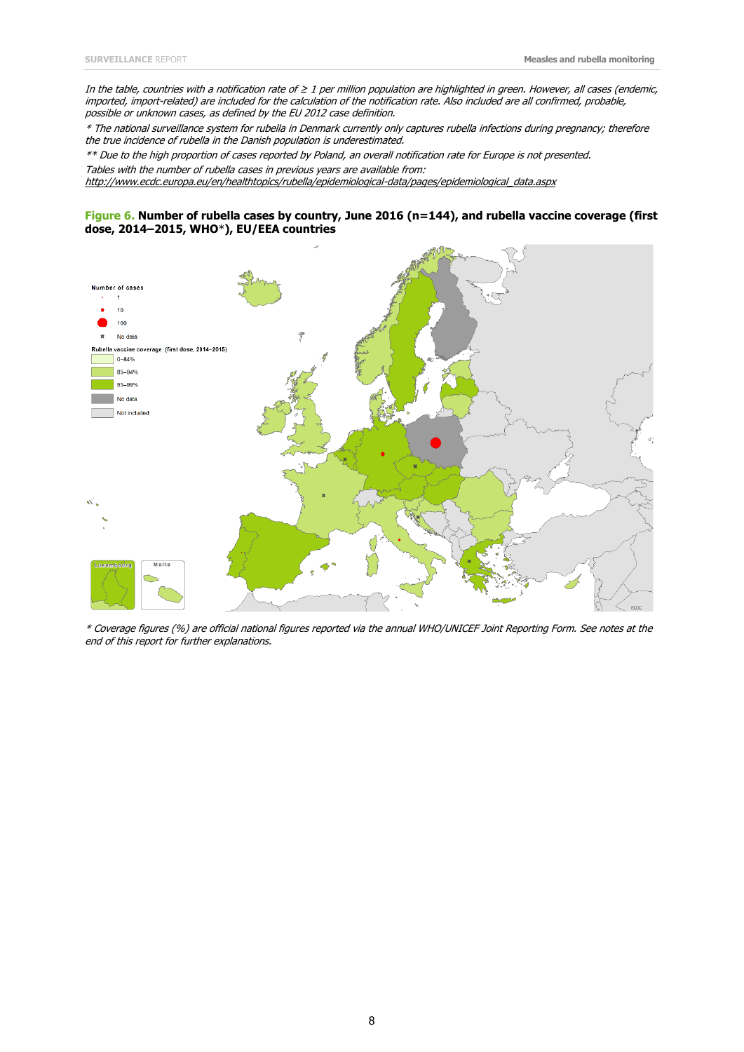*In the table, countries with a notification rate of ≥ 1 per million population are highlighted in green. However, all cases (endemic, imported, import-related) are included for the calculation of the notification rate. Also included are all confirmed, probable, possible or unknown cases, as defined by the EU 2012 case definition.*

*\* The national surveillance system for rubella in Denmark currently only captures rubella infections during pregnancy; therefore the true incidence of rubella in the Danish population is underestimated.*

*\*\* Due to the high proportion of cases reported by Poland, an overall notification rate for Europe is not presented.*

*Tables with the number of rubella cases in previous years are available from: http://www.ecdc.europa.eu/en/healthtopics/rubella/epidemiological-data/pages/epidemiological_data.aspx*

**Figure 6. Number of rubella cases by country, June 2016 (n=144), and rubella vaccine coverage (first dose, 2014–2015, WHO\*), EU/EEA countries**

Number of cases
- 1
- 10
- 100
- No data

Rubella vaccine coverage (first dose, 2014–2015)
- 0–84%
- 85–94%
- 95–99%
- No data
- Not included

Luxembourg

Malta

ECDC

*\* Coverage figures (%) are official national figures reported via the annual WHO/UNICEF Joint Reporting Form. See notes at the end of this report for further explanations.*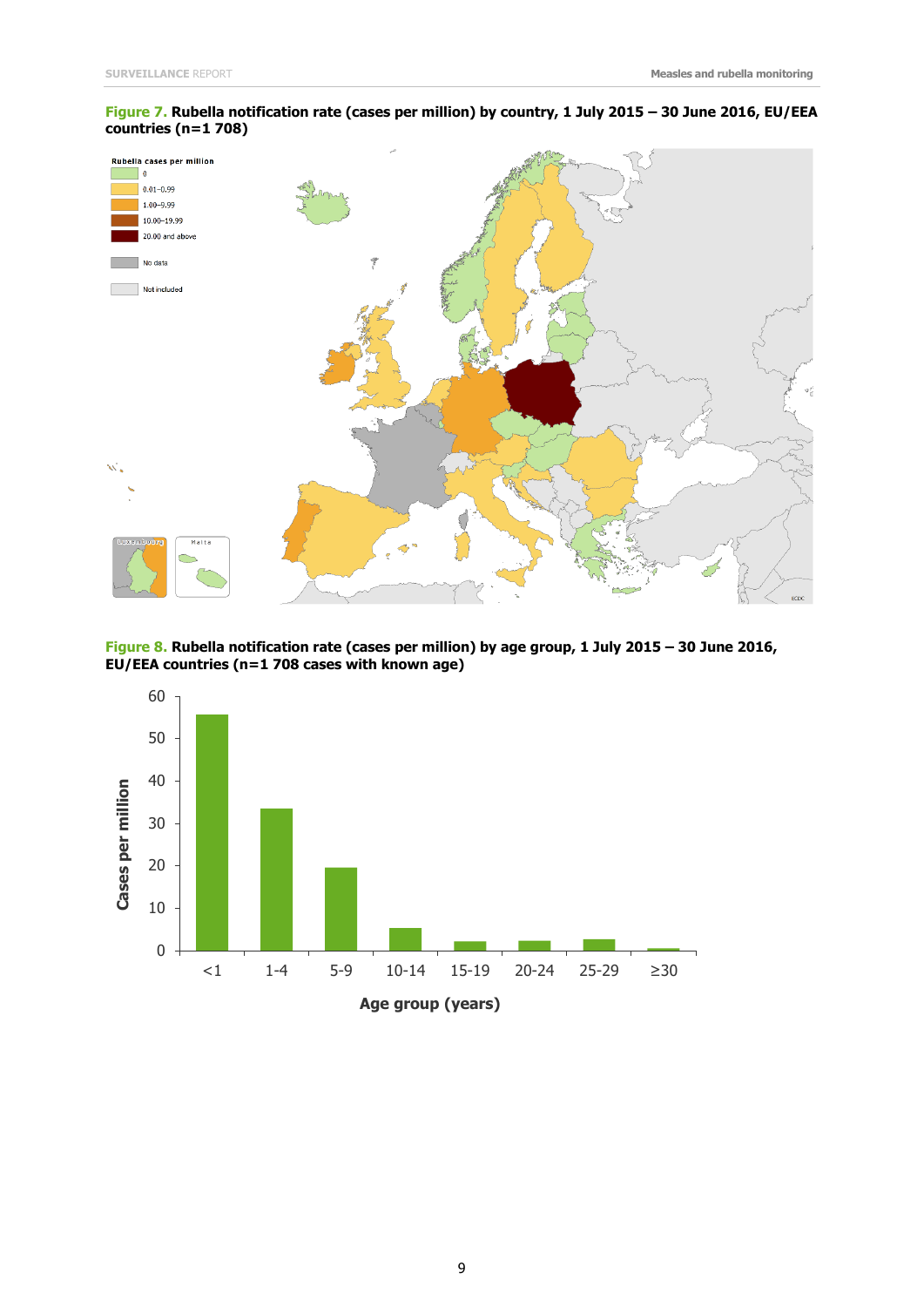**Figure 7.** **Rubella notification rate (cases per million) by country, 1 July 2015 – 30 June 2016, EU/EEA countries (n=1 708)**

**Figure 8.** **Rubella notification rate (cases per million) by age group, 1 July 2015 – 30 June 2016, EU/EEA countries (n=1 708 cases with known age)**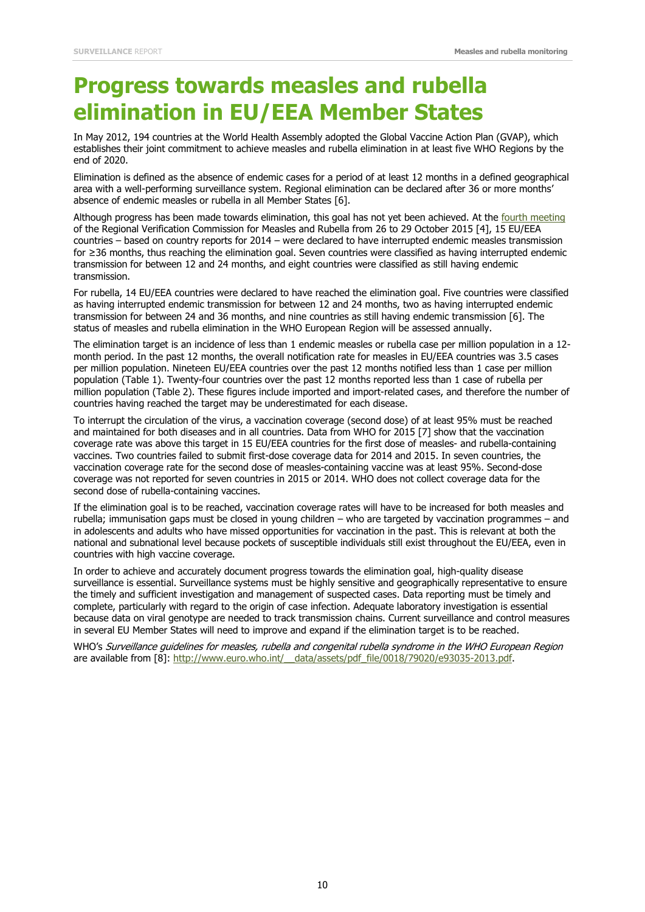# Progress towards measles and rubella elimination in EU/EEA Member States

In May 2012, 194 countries at the World Health Assembly adopted the Global Vaccine Action Plan (GVAP), which establishes their joint commitment to achieve measles and rubella elimination in at least five WHO Regions by the end of 2020.

Elimination is defined as the absence of endemic cases for a period of at least 12 months in a defined geographical area with a well-performing surveillance system. Regional elimination can be declared after 36 or more months' absence of endemic measles or rubella in all Member States [6].

Although progress has been made towards elimination, this goal has not yet been achieved. At the fourth meeting of the Regional Verification Commission for Measles and Rubella from 26 to 29 October 2015 [4], 15 EU/EEA countries – based on country reports for 2014 – were declared to have interrupted endemic measles transmission for ≥36 months, thus reaching the elimination goal. Seven countries were classified as having interrupted endemic transmission for between 12 and 24 months, and eight countries were classified as still having endemic transmission.

For rubella, 14 EU/EEA countries were declared to have reached the elimination goal. Five countries were classified as having interrupted endemic transmission for between 12 and 24 months, two as having interrupted endemic transmission for between 24 and 36 months, and nine countries as still having endemic transmission [6]. The status of measles and rubella elimination in the WHO European Region will be assessed annually.

The elimination target is an incidence of less than 1 endemic measles or rubella case per million population in a 12-month period. In the past 12 months, the overall notification rate for measles in EU/EEA countries was 3.5 cases per million population. Nineteen EU/EEA countries over the past 12 months notified less than 1 case per million population (Table 1). Twenty-four countries over the past 12 months reported less than 1 case of rubella per million population (Table 2). These figures include imported and import-related cases, and therefore the number of countries having reached the target may be underestimated for each disease.

To interrupt the circulation of the virus, a vaccination coverage (second dose) of at least 95% must be reached and maintained for both diseases and in all countries. Data from WHO for 2015 [7] show that the vaccination coverage rate was above this target in 15 EU/EEA countries for the first dose of measles- and rubella-containing vaccines. Two countries failed to submit first-dose coverage data for 2014 and 2015. In seven countries, the vaccination coverage rate for the second dose of measles-containing vaccine was at least 95%. Second-dose coverage was not reported for seven countries in 2015 or 2014. WHO does not collect coverage data for the second dose of rubella-containing vaccines.

If the elimination goal is to be reached, vaccination coverage rates will have to be increased for both measles and rubella; immunisation gaps must be closed in young children – who are targeted by vaccination programmes – and in adolescents and adults who have missed opportunities for vaccination in the past. This is relevant at both the national and subnational level because pockets of susceptible individuals still exist throughout the EU/EEA, even in countries with high vaccine coverage.

In order to achieve and accurately document progress towards the elimination goal, high-quality disease surveillance is essential. Surveillance systems must be highly sensitive and geographically representative to ensure the timely and sufficient investigation and management of suspected cases. Data reporting must be timely and complete, particularly with regard to the origin of case infection. Adequate laboratory investigation is essential because data on viral genotype are needed to track transmission chains. Current surveillance and control measures in several EU Member States will need to improve and expand if the elimination target is to be reached.

WHO's *Surveillance guidelines for measles, rubella and congenital rubella syndrome in the WHO European Region* are available from [8]: http://www.euro.who.int/__data/assets/pdf_file/0018/79020/e93035-2013.pdf.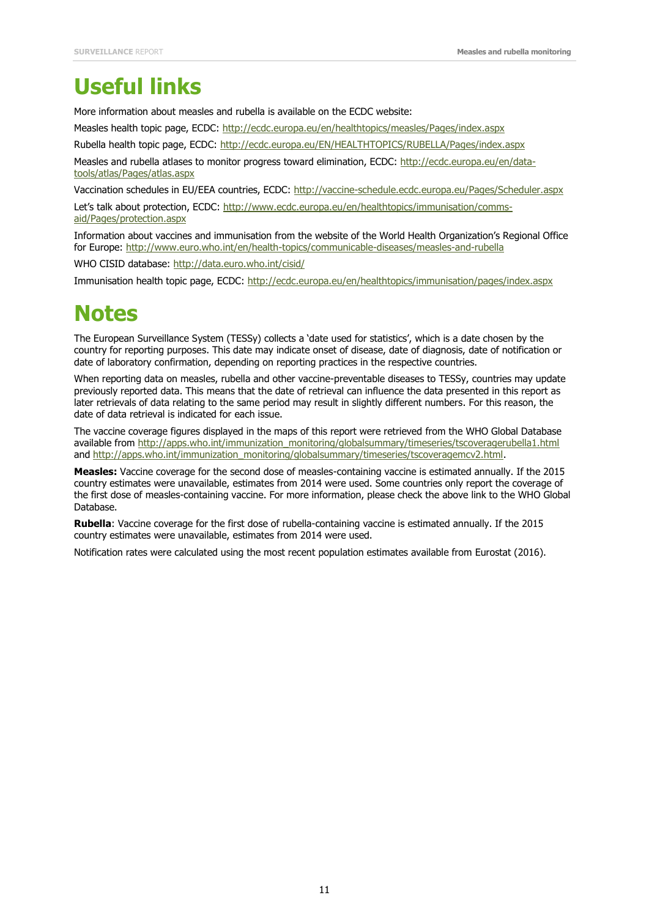# Useful links

More information about measles and rubella is available on the ECDC website:

Measles health topic page, ECDC: http://ecdc.europa.eu/en/healthtopics/measles/Pages/index.aspx

Rubella health topic page, ECDC: http://ecdc.europa.eu/EN/HEALTHTOPICS/RUBELLA/Pages/index.aspx

Measles and rubella atlases to monitor progress toward elimination, ECDC: http://ecdc.europa.eu/en/data-tools/atlas/Pages/atlas.aspx

Vaccination schedules in EU/EEA countries, ECDC: http://vaccine-schedule.ecdc.europa.eu/Pages/Scheduler.aspx

Let's talk about protection, ECDC: http://www.ecdc.europa.eu/en/healthtopics/immunisation/comms-aid/Pages/protection.aspx

Information about vaccines and immunisation from the website of the World Health Organization's Regional Office for Europe: http://www.euro.who.int/en/health-topics/communicable-diseases/measles-and-rubella

WHO CISID database: http://data.euro.who.int/cisid/

Immunisation health topic page, ECDC: http://ecdc.europa.eu/en/healthtopics/immunisation/pages/index.aspx

# Notes

The European Surveillance System (TESSy) collects a 'date used for statistics', which is a date chosen by the country for reporting purposes. This date may indicate onset of disease, date of diagnosis, date of notification or date of laboratory confirmation, depending on reporting practices in the respective countries.

When reporting data on measles, rubella and other vaccine-preventable diseases to TESSy, countries may update previously reported data. This means that the date of retrieval can influence the data presented in this report as later retrievals of data relating to the same period may result in slightly different numbers. For this reason, the date of data retrieval is indicated for each issue.

The vaccine coverage figures displayed in the maps of this report were retrieved from the WHO Global Database available from http://apps.who.int/immunization_monitoring/globalsummary/timeseries/tscoveragerubella1.html and http://apps.who.int/immunization_monitoring/globalsummary/timeseries/tscoveragemcv2.html.

**Measles:** Vaccine coverage for the second dose of measles-containing vaccine is estimated annually. If the 2015 country estimates were unavailable, estimates from 2014 were used. Some countries only report the coverage of the first dose of measles-containing vaccine. For more information, please check the above link to the WHO Global Database.

**Rubella**: Vaccine coverage for the first dose of rubella-containing vaccine is estimated annually. If the 2015 country estimates were unavailable, estimates from 2014 were used.

Notification rates were calculated using the most recent population estimates available from Eurostat (2016).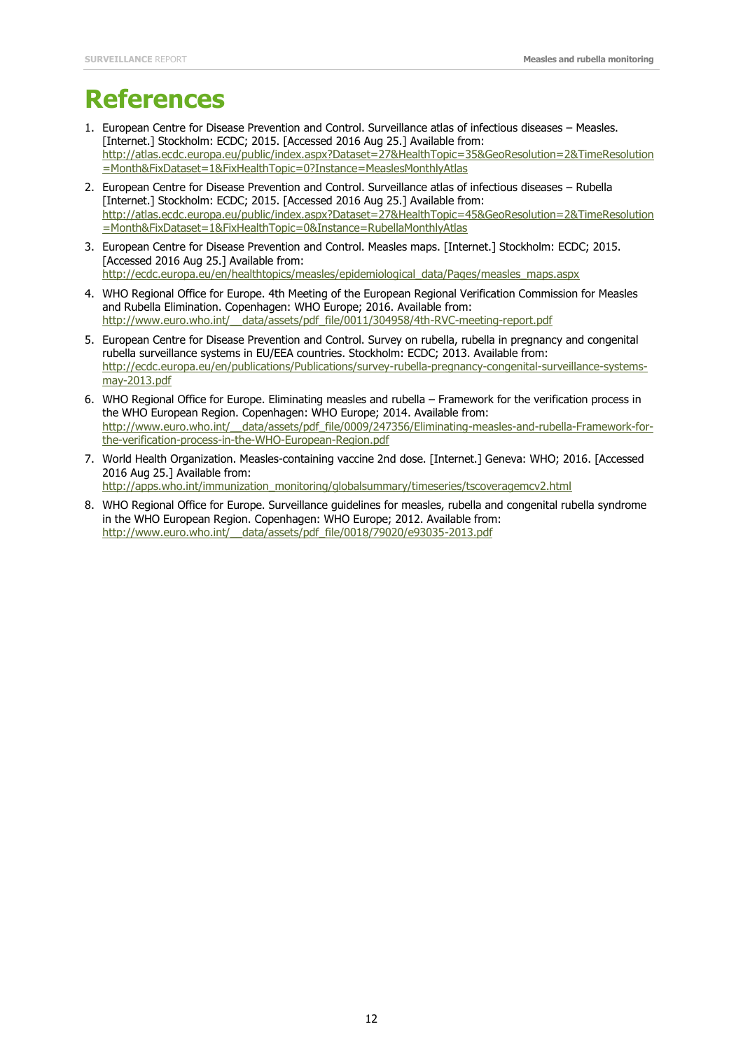# References

1. European Centre for Disease Prevention and Control. Surveillance atlas of infectious diseases – Measles. [Internet.] Stockholm: ECDC; 2015. [Accessed 2016 Aug 25.] Available from: http://atlas.ecdc.europa.eu/public/index.aspx?Dataset=27&HealthTopic=35&GeoResolution=2&TimeResolution=Month&FixDataset=1&FixHealthTopic=0?Instance=MeaslesMonthlyAtlas
2. European Centre for Disease Prevention and Control. Surveillance atlas of infectious diseases – Rubella [Internet.] Stockholm: ECDC; 2015. [Accessed 2016 Aug 25.] Available from: http://atlas.ecdc.europa.eu/public/index.aspx?Dataset=27&HealthTopic=45&GeoResolution=2&TimeResolution=Month&FixDataset=1&FixHealthTopic=0&Instance=RubellaMonthlyAtlas
3. European Centre for Disease Prevention and Control. Measles maps. [Internet.] Stockholm: ECDC; 2015. [Accessed 2016 Aug 25.] Available from: http://ecdc.europa.eu/en/healthtopics/measles/epidemiological_data/Pages/measles_maps.aspx
4. WHO Regional Office for Europe. 4th Meeting of the European Regional Verification Commission for Measles and Rubella Elimination. Copenhagen: WHO Europe; 2016. Available from: http://www.euro.who.int/__data/assets/pdf_file/0011/304958/4th-RVC-meeting-report.pdf
5. European Centre for Disease Prevention and Control. Survey on rubella, rubella in pregnancy and congenital rubella surveillance systems in EU/EEA countries. Stockholm: ECDC; 2013. Available from: http://ecdc.europa.eu/en/publications/Publications/survey-rubella-pregnancy-congenital-surveillance-systems-may-2013.pdf
6. WHO Regional Office for Europe. Eliminating measles and rubella – Framework for the verification process in the WHO European Region. Copenhagen: WHO Europe; 2014. Available from: http://www.euro.who.int/__data/assets/pdf_file/0009/247356/Eliminating-measles-and-rubella-Framework-for-the-verification-process-in-the-WHO-European-Region.pdf
7. World Health Organization. Measles-containing vaccine 2nd dose. [Internet.] Geneva: WHO; 2016. [Accessed 2016 Aug 25.] Available from: http://apps.who.int/immunization_monitoring/globalsummary/timeseries/tscoveragemcv2.html
8. WHO Regional Office for Europe. Surveillance guidelines for measles, rubella and congenital rubella syndrome in the WHO European Region. Copenhagen: WHO Europe; 2012. Available from: http://www.euro.who.int/__data/assets/pdf_file/0018/79020/e93035-2013.pdf